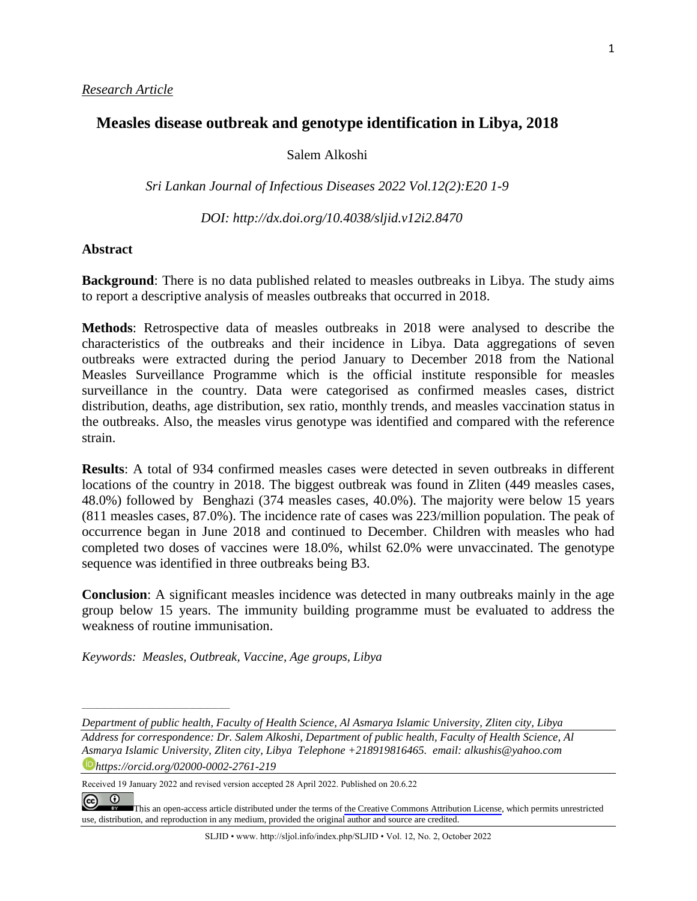*Research Article*

# Measles disease outbreak and genotype identification in Libya, 2018

Salem Alkoshi

*Sri Lankan Journal of Infectious Diseases 2022 Vol.12(2):E20 1-9*

*DOI: http://dx.doi.org/10.4038/sljid.v12i2.8470*

## Abstract

**Background**: There is no data published related to measles outbreaks in Libya. The study aims to report a descriptive analysis of measles outbreaks that occurred in 2018.

**Methods**: Retrospective data of measles outbreaks in 2018 were analysed to describe the characteristics of the outbreaks and their incidence in Libya. Data aggregations of seven outbreaks were extracted during the period January to December 2018 from the National Measles Surveillance Programme which is the official institute responsible for measles surveillance in the country. Data were categorised as confirmed measles cases, district distribution, deaths, age distribution, sex ratio, monthly trends, and measles vaccination status in the outbreaks. Also, the measles virus genotype was identified and compared with the reference strain.

**Results**: A total of 934 confirmed measles cases were detected in seven outbreaks in different locations of the country in 2018. The biggest outbreak was found in Zliten (449 measles cases, 48.0%) followed by Benghazi (374 measles cases, 40.0%). The majority were below 15 years (811 measles cases, 87.0%). The incidence rate of cases was 223/million population. The peak of occurrence began in June 2018 and continued to December. Children with measles who had completed two doses of vaccines were 18.0%, whilst 62.0% were unvaccinated. The genotype sequence was identified in three outbreaks being B3.

**Conclusion**: A significant measles incidence was detected in many outbreaks mainly in the age group below 15 years. The immunity building programme must be evaluated to address the weakness of routine immunisation.

*Keywords: Measles, Outbreak, Vaccine, Age groups, Libya*

---

*Department of public health, Faculty of Health Science, Al Asmarya Islamic University, Zliten city, Libya*

*Address for correspondence: Dr. Salem Alkoshi, Department of public health, Faculty of Health Science, Al Asmarya Islamic University, Zliten city, Libya Telephone +218919816465. email: alkushis@yahoo.com*

*https://orcid.org/02000-0002-2761-219*

Received 19 January 2022 and revised version accepted 28 April 2022. Published on 20.6.22

This an open-access article distributed under the terms of the Creative Commons Attribution License, which permits unrestricted use, distribution, and reproduction in any medium, provided the original author and source are credited.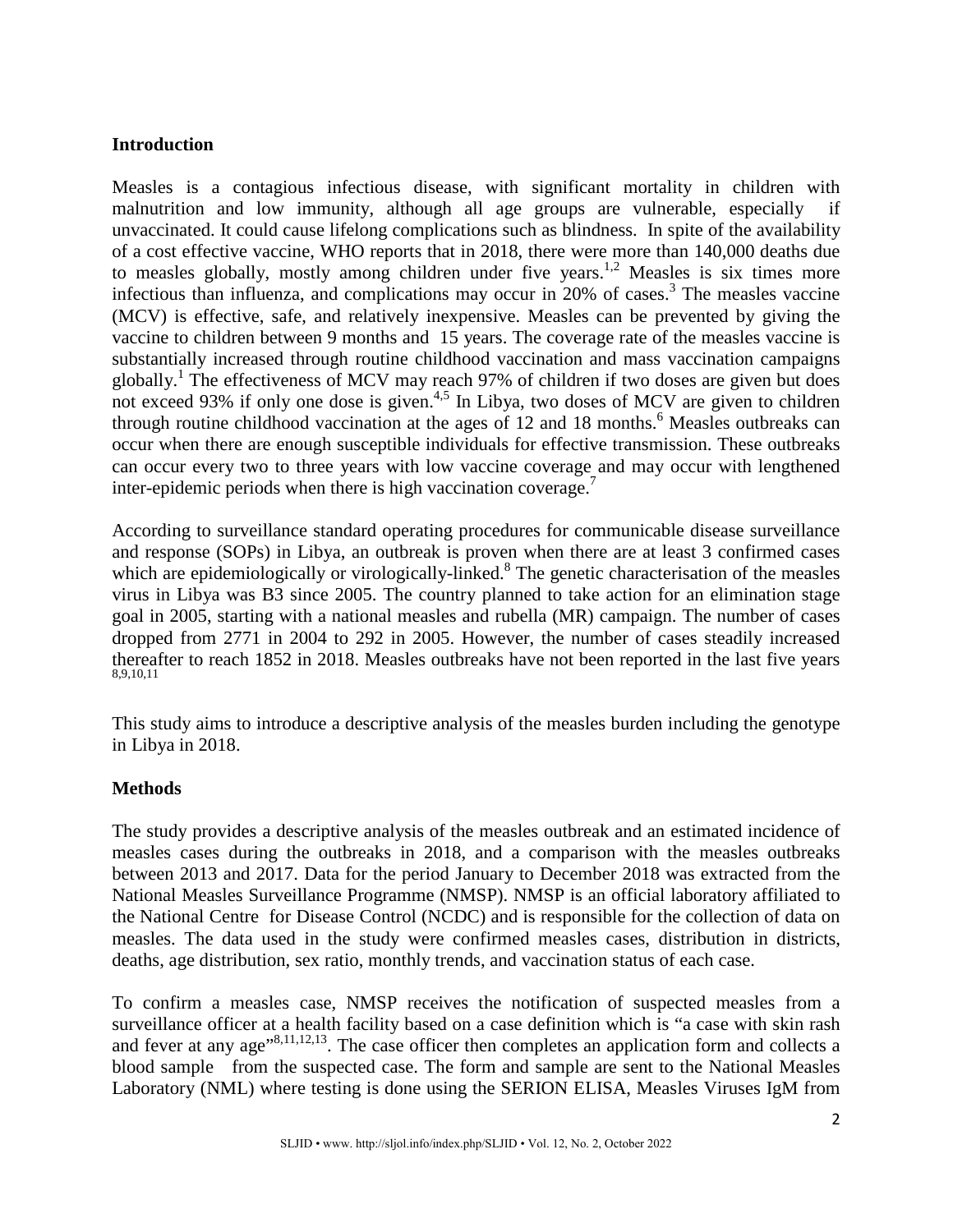## Introduction

Measles is a contagious infectious disease, with significant mortality in children with malnutrition and low immunity, although all age groups are vulnerable, especially if unvaccinated. It could cause lifelong complications such as blindness. In spite of the availability of a cost effective vaccine, WHO reports that in 2018, there were more than 140,000 deaths due to measles globally, mostly among children under five years.[1,2] Measles is six times more infectious than influenza, and complications may occur in 20% of cases.[3] The measles vaccine (MCV) is effective, safe, and relatively inexpensive. Measles can be prevented by giving the vaccine to children between 9 months and 15 years. The coverage rate of the measles vaccine is substantially increased through routine childhood vaccination and mass vaccination campaigns globally.[1] The effectiveness of MCV may reach 97% of children if two doses are given but does not exceed 93% if only one dose is given.[4,5] In Libya, two doses of MCV are given to children through routine childhood vaccination at the ages of 12 and 18 months.[6] Measles outbreaks can occur when there are enough susceptible individuals for effective transmission. These outbreaks can occur every two to three years with low vaccine coverage and may occur with lengthened inter-epidemic periods when there is high vaccination coverage.[7]

According to surveillance standard operating procedures for communicable disease surveillance and response (SOPs) in Libya, an outbreak is proven when there are at least 3 confirmed cases which are epidemiologically or virologically-linked.[8] The genetic characterisation of the measles virus in Libya was B3 since 2005. The country planned to take action for an elimination stage goal in 2005, starting with a national measles and rubella (MR) campaign. The number of cases dropped from 2771 in 2004 to 292 in 2005. However, the number of cases steadily increased thereafter to reach 1852 in 2018. Measles outbreaks have not been reported in the last five years [8,9,10,11]

This study aims to introduce a descriptive analysis of the measles burden including the genotype in Libya in 2018.

## Methods

The study provides a descriptive analysis of the measles outbreak and an estimated incidence of measles cases during the outbreaks in 2018, and a comparison with the measles outbreaks between 2013 and 2017. Data for the period January to December 2018 was extracted from the National Measles Surveillance Programme (NMSP). NMSP is an official laboratory affiliated to the National Centre for Disease Control (NCDC) and is responsible for the collection of data on measles. The data used in the study were confirmed measles cases, distribution in districts, deaths, age distribution, sex ratio, monthly trends, and vaccination status of each case.

To confirm a measles case, NMSP receives the notification of suspected measles from a surveillance officer at a health facility based on a case definition which is "a case with skin rash and fever at any age"[8,11,12,13]. The case officer then completes an application form and collects a blood sample from the suspected case. The form and sample are sent to the National Measles Laboratory (NML) where testing is done using the SERION ELISA, Measles Viruses IgM from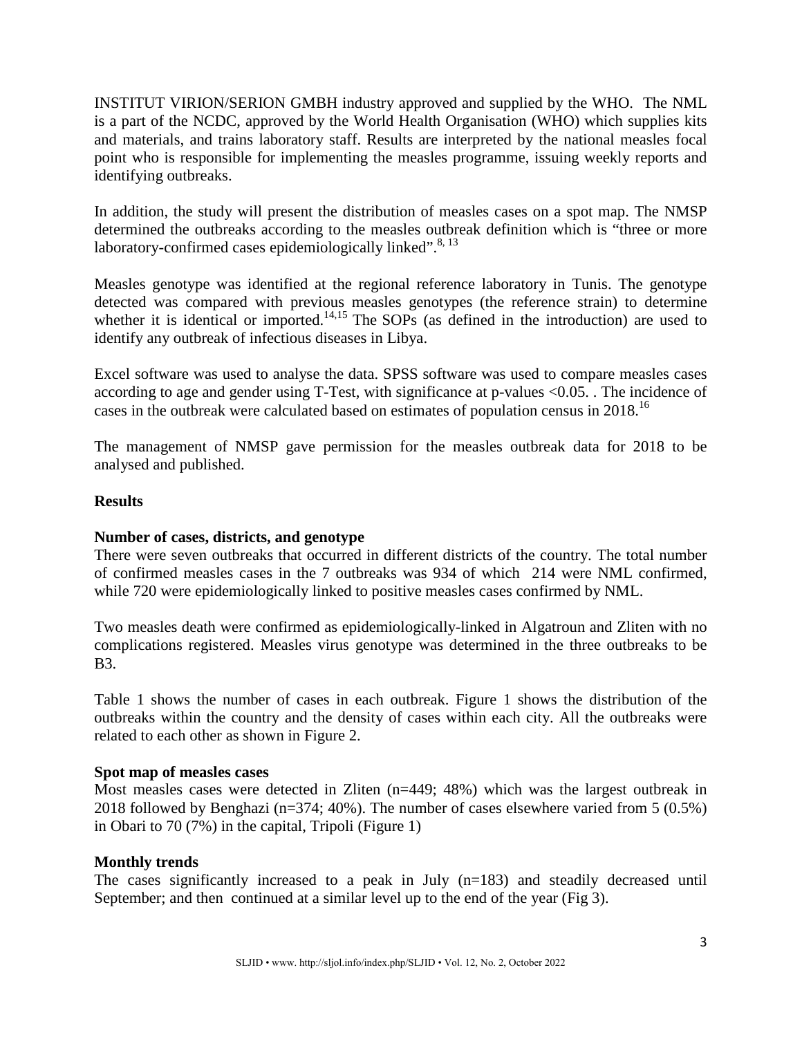INSTITUT VIRION/SERION GMBH industry approved and supplied by the WHO. The NML is a part of the NCDC, approved by the World Health Organisation (WHO) which supplies kits and materials, and trains laboratory staff. Results are interpreted by the national measles focal point who is responsible for implementing the measles programme, issuing weekly reports and identifying outbreaks.

In addition, the study will present the distribution of measles cases on a spot map. The NMSP determined the outbreaks according to the measles outbreak definition which is "three or more laboratory-confirmed cases epidemiologically linked".[8, 13]

Measles genotype was identified at the regional reference laboratory in Tunis. The genotype detected was compared with previous measles genotypes (the reference strain) to determine whether it is identical or imported.[14,15] The SOPs (as defined in the introduction) are used to identify any outbreak of infectious diseases in Libya.

Excel software was used to analyse the data. SPSS software was used to compare measles cases according to age and gender using T-Test, with significance at p-values <0.05. . The incidence of cases in the outbreak were calculated based on estimates of population census in 2018.[16]

The management of NMSP gave permission for the measles outbreak data for 2018 to be analysed and published.

## Results

### Number of cases, districts, and genotype

There were seven outbreaks that occurred in different districts of the country. The total number of confirmed measles cases in the 7 outbreaks was 934 of which 214 were NML confirmed, while 720 were epidemiologically linked to positive measles cases confirmed by NML.

Two measles death were confirmed as epidemiologically-linked in Algatroun and Zliten with no complications registered. Measles virus genotype was determined in the three outbreaks to be B3.

Table 1 shows the number of cases in each outbreak. Figure 1 shows the distribution of the outbreaks within the country and the density of cases within each city. All the outbreaks were related to each other as shown in Figure 2.

### Spot map of measles cases

Most measles cases were detected in Zliten (n=449; 48%) which was the largest outbreak in 2018 followed by Benghazi (n=374; 40%). The number of cases elsewhere varied from 5 (0.5%) in Obari to 70 (7%) in the capital, Tripoli (Figure 1)

### Monthly trends

The cases significantly increased to a peak in July (n=183) and steadily decreased until September; and then continued at a similar level up to the end of the year (Fig 3).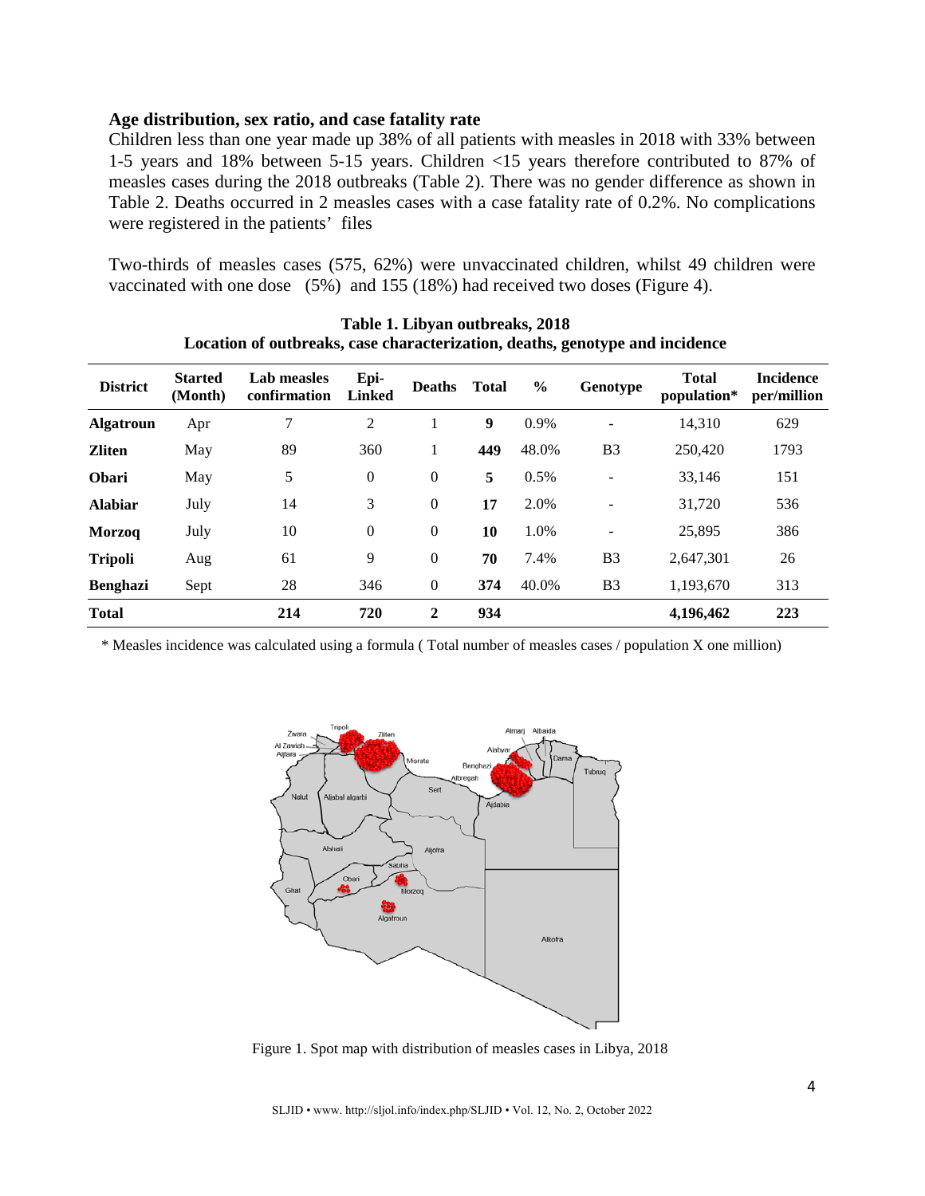### Age distribution, sex ratio, and case fatality rate

Children less than one year made up 38% of all patients with measles in 2018 with 33% between 1-5 years and 18% between 5-15 years. Children <15 years therefore contributed to 87% of measles cases during the 2018 outbreaks (Table 2). There was no gender difference as shown in Table 2. Deaths occurred in 2 measles cases with a case fatality rate of 0.2%. No complications were registered in the patients' files

Two-thirds of measles cases (575, 62%) were unvaccinated children, whilst 49 children were vaccinated with one dose (5%) and 155 (18%) had received two doses (Figure 4).

**Table 1. Libyan outbreaks, 2018**
**Location of outbreaks, case characterization, deaths, genotype and incidence**

| District | Started (Month) | Lab measles confirmation | Epi-Linked | Deaths | Total | % | Genotype | Total population* | Incidence per/million |
|---|---|---|---|---|---|---|---|---|---|
| **Algatroun** | Apr | 7 | 2 | 1 | **9** | 0.9% | - | 14,310 | 629 |
| **Zliten** | May | 89 | 360 | 1 | **449** | 48.0% | B3 | 250,420 | 1793 |
| **Obari** | May | 5 | 0 | 0 | **5** | 0.5% | - | 33,146 | 151 |
| **Alabiar** | July | 14 | 3 | 0 | **17** | 2.0% | - | 31,720 | 536 |
| **Morzoq** | July | 10 | 0 | 0 | **10** | 1.0% | - | 25,895 | 386 |
| **Tripoli** | Aug | 61 | 9 | 0 | **70** | 7.4% | B3 | 2,647,301 | 26 |
| **Benghazi** | Sept | 28 | 346 | 0 | **374** | 40.0% | B3 | 1,193,670 | 313 |
| **Total** | | **214** | **720** | **2** | **934** | | | **4,196,462** | **223** |

\* Measles incidence was calculated using a formula ( Total number of measles cases / population X one million)

Figure 1. Spot map with distribution of measles cases in Libya, 2018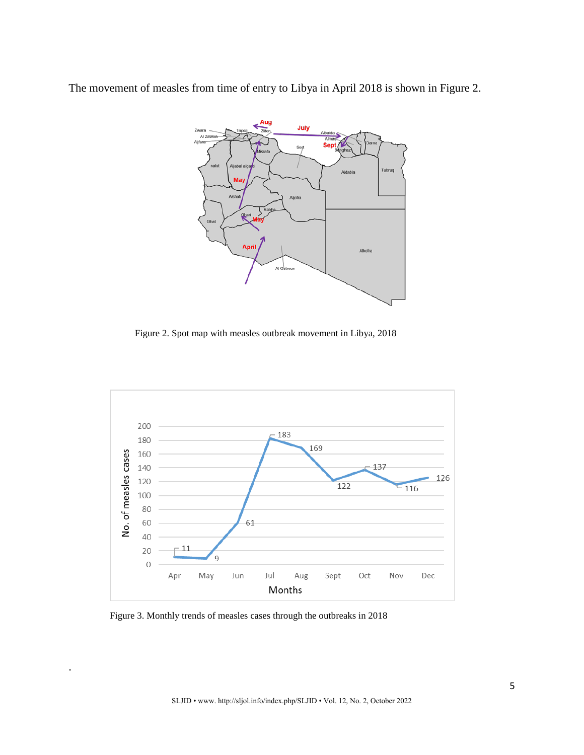The movement of measles from time of entry to Libya in April 2018 is shown in Figure 2.

Figure 2. Spot map with measles outbreak movement in Libya, 2018

Figure 3. Monthly trends of measles cases through the outbreaks in 2018

.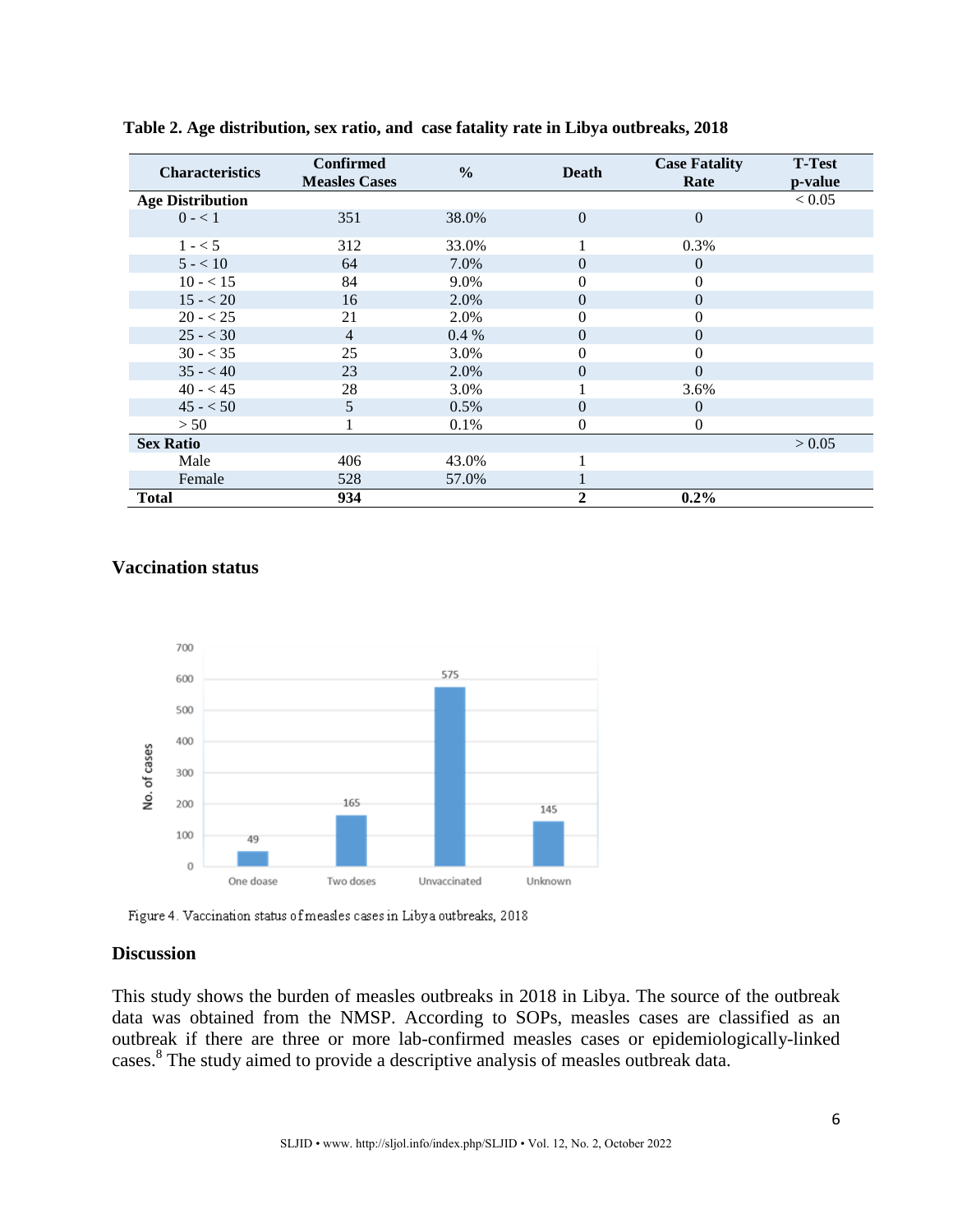**Table 2. Age distribution, sex ratio, and case fatality rate in Libya outbreaks, 2018**

| Characteristics | Confirmed Measles Cases | % | Death | Case Fatality Rate | T-Test p-value |
|---|---|---|---|---|---|
| **Age Distribution** | | | | | < 0.05 |
| 0 - < 1 | 351 | 38.0% | 0 | 0 | |
| 1 - < 5 | 312 | 33.0% | 1 | 0.3% | |
| 5 - < 10 | 64 | 7.0% | 0 | 0 | |
| 10 - < 15 | 84 | 9.0% | 0 | 0 | |
| 15 - < 20 | 16 | 2.0% | 0 | 0 | |
| 20 - < 25 | 21 | 2.0% | 0 | 0 | |
| 25 - < 30 | 4 | 0.4 % | 0 | 0 | |
| 30 - < 35 | 25 | 3.0% | 0 | 0 | |
| 35 - < 40 | 23 | 2.0% | 0 | 0 | |
| 40 - < 45 | 28 | 3.0% | 1 | 3.6% | |
| 45 - < 50 | 5 | 0.5% | 0 | 0 | |
| > 50 | 1 | 0.1% | 0 | 0 | |
| **Sex Ratio** | | | | | > 0.05 |
| Male | 406 | 43.0% | 1 | | |
| Female | 528 | 57.0% | 1 | | |
| **Total** | **934** | | **2** | **0.2%** | |

## Vaccination status

Figure 4. Vaccination status of measles cases in Libya outbreaks, 2018

## Discussion

This study shows the burden of measles outbreaks in 2018 in Libya. The source of the outbreak data was obtained from the NMSP. According to SOPs, measles cases are classified as an outbreak if there are three or more lab-confirmed measles cases or epidemiologically-linked cases.[8] The study aimed to provide a descriptive analysis of measles outbreak data.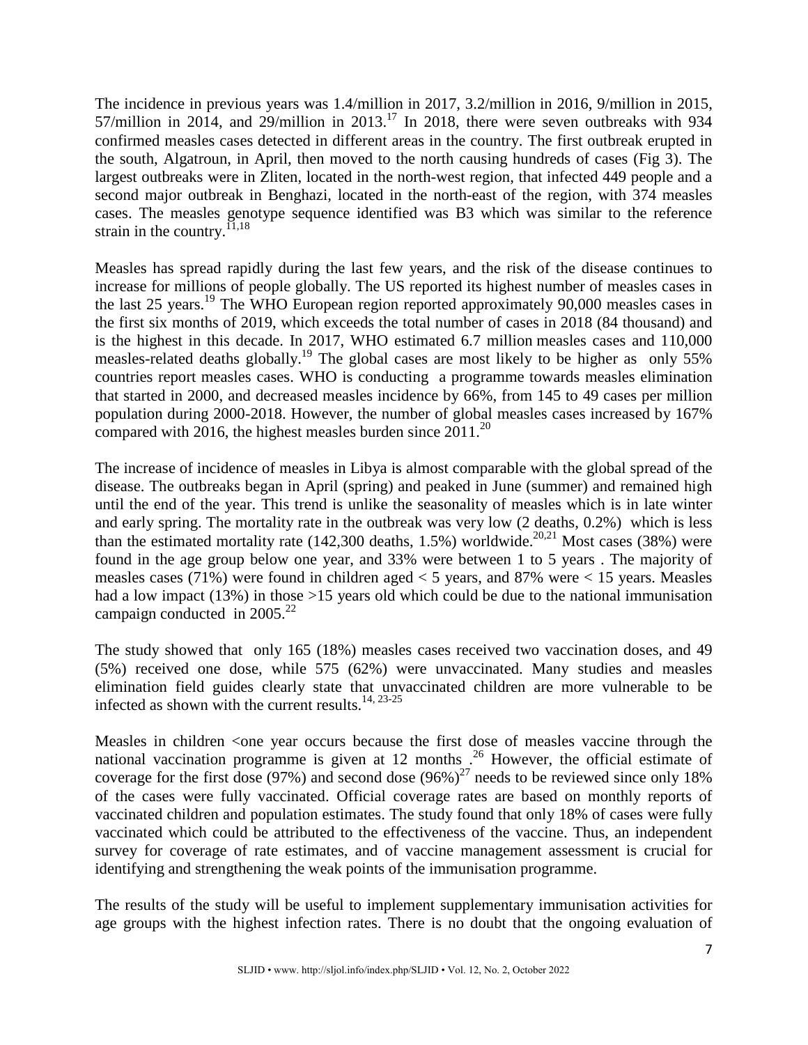The incidence in previous years was 1.4/million in 2017, 3.2/million in 2016, 9/million in 2015, 57/million in 2014, and 29/million in 2013.[17] In 2018, there were seven outbreaks with 934 confirmed measles cases detected in different areas in the country. The first outbreak erupted in the south, Algatroun, in April, then moved to the north causing hundreds of cases (Fig 3). The largest outbreaks were in Zliten, located in the north-west region, that infected 449 people and a second major outbreak in Benghazi, located in the north-east of the region, with 374 measles cases. The measles genotype sequence identified was B3 which was similar to the reference strain in the country.[11,18]

Measles has spread rapidly during the last few years, and the risk of the disease continues to increase for millions of people globally. The US reported its highest number of measles cases in the last 25 years.[19] The WHO European region reported approximately 90,000 measles cases in the first six months of 2019, which exceeds the total number of cases in 2018 (84 thousand) and is the highest in this decade. In 2017, WHO estimated 6.7 million measles cases and 110,000 measles-related deaths globally.[19] The global cases are most likely to be higher as only 55% countries report measles cases. WHO is conducting a programme towards measles elimination that started in 2000, and decreased measles incidence by 66%, from 145 to 49 cases per million population during 2000-2018. However, the number of global measles cases increased by 167% compared with 2016, the highest measles burden since 2011.[20]

The increase of incidence of measles in Libya is almost comparable with the global spread of the disease. The outbreaks began in April (spring) and peaked in June (summer) and remained high until the end of the year. This trend is unlike the seasonality of measles which is in late winter and early spring. The mortality rate in the outbreak was very low (2 deaths, 0.2%) which is less than the estimated mortality rate (142,300 deaths, 1.5%) worldwide.[20,21] Most cases (38%) were found in the age group below one year, and 33% were between 1 to 5 years . The majority of measles cases (71%) were found in children aged < 5 years, and 87% were < 15 years. Measles had a low impact (13%) in those >15 years old which could be due to the national immunisation campaign conducted in 2005.[22]

The study showed that only 165 (18%) measles cases received two vaccination doses, and 49 (5%) received one dose, while 575 (62%) were unvaccinated. Many studies and measles elimination field guides clearly state that unvaccinated children are more vulnerable to be infected as shown with the current results.[14, 23-25]

Measles in children <one year occurs because the first dose of measles vaccine through the national vaccination programme is given at 12 months .[26] However, the official estimate of coverage for the first dose (97%) and second dose (96%)[27] needs to be reviewed since only 18% of the cases were fully vaccinated. Official coverage rates are based on monthly reports of vaccinated children and population estimates. The study found that only 18% of cases were fully vaccinated which could be attributed to the effectiveness of the vaccine. Thus, an independent survey for coverage of rate estimates, and of vaccine management assessment is crucial for identifying and strengthening the weak points of the immunisation programme.

The results of the study will be useful to implement supplementary immunisation activities for age groups with the highest infection rates. There is no doubt that the ongoing evaluation of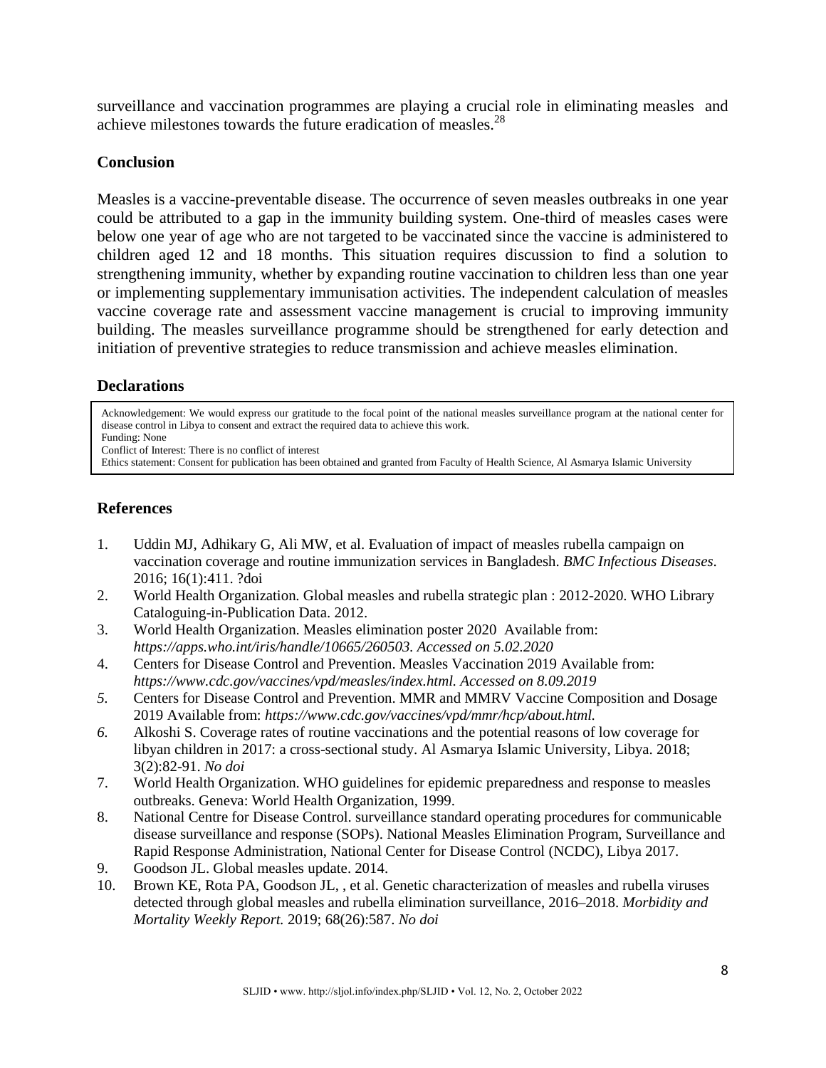surveillance and vaccination programmes are playing a crucial role in eliminating measles and achieve milestones towards the future eradication of measles.[28]

## Conclusion

Measles is a vaccine-preventable disease. The occurrence of seven measles outbreaks in one year could be attributed to a gap in the immunity building system. One-third of measles cases were below one year of age who are not targeted to be vaccinated since the vaccine is administered to children aged 12 and 18 months. This situation requires discussion to find a solution to strengthening immunity, whether by expanding routine vaccination to children less than one year or implementing supplementary immunisation activities. The independent calculation of measles vaccine coverage rate and assessment vaccine management is crucial to improving immunity building. The measles surveillance programme should be strengthened for early detection and initiation of preventive strategies to reduce transmission and achieve measles elimination.

## Declarations

Acknowledgement: We would express our gratitude to the focal point of the national measles surveillance program at the national center for disease control in Libya to consent and extract the required data to achieve this work.
Funding: None
Conflict of Interest: There is no conflict of interest
Ethics statement: Consent for publication has been obtained and granted from Faculty of Health Science, Al Asmarya Islamic University

## References

1. Uddin MJ, Adhikary G, Ali MW, et al. Evaluation of impact of measles rubella campaign on vaccination coverage and routine immunization services in Bangladesh. *BMC Infectious Diseases*. 2016; 16(1):411. ?doi
2. World Health Organization. Global measles and rubella strategic plan : 2012-2020. WHO Library Cataloguing-in-Publication Data. 2012.
3. World Health Organization. Measles elimination poster 2020 Available from: *https://apps.who.int/iris/handle/10665/260503. Accessed on 5.02.2020*
4. Centers for Disease Control and Prevention. Measles Vaccination 2019 Available from: *https://www.cdc.gov/vaccines/vpd/measles/index.html. Accessed on 8.09.2019*
5. Centers for Disease Control and Prevention. MMR and MMRV Vaccine Composition and Dosage 2019 Available from: *https://www.cdc.gov/vaccines/vpd/mmr/hcp/about.html.*
6. Alkoshi S. Coverage rates of routine vaccinations and the potential reasons of low coverage for libyan children in 2017: a cross-sectional study. Al Asmarya Islamic University, Libya. 2018; 3(2):82-91. *No doi*
7. World Health Organization. WHO guidelines for epidemic preparedness and response to measles outbreaks. Geneva: World Health Organization, 1999.
8. National Centre for Disease Control. surveillance standard operating procedures for communicable disease surveillance and response (SOPs). National Measles Elimination Program, Surveillance and Rapid Response Administration, National Center for Disease Control (NCDC), Libya 2017.
9. Goodson JL. Global measles update. 2014.
10. Brown KE, Rota PA, Goodson JL, , et al. Genetic characterization of measles and rubella viruses detected through global measles and rubella elimination surveillance, 2016–2018. *Morbidity and Mortality Weekly Report.* 2019; 68(26):587. *No doi*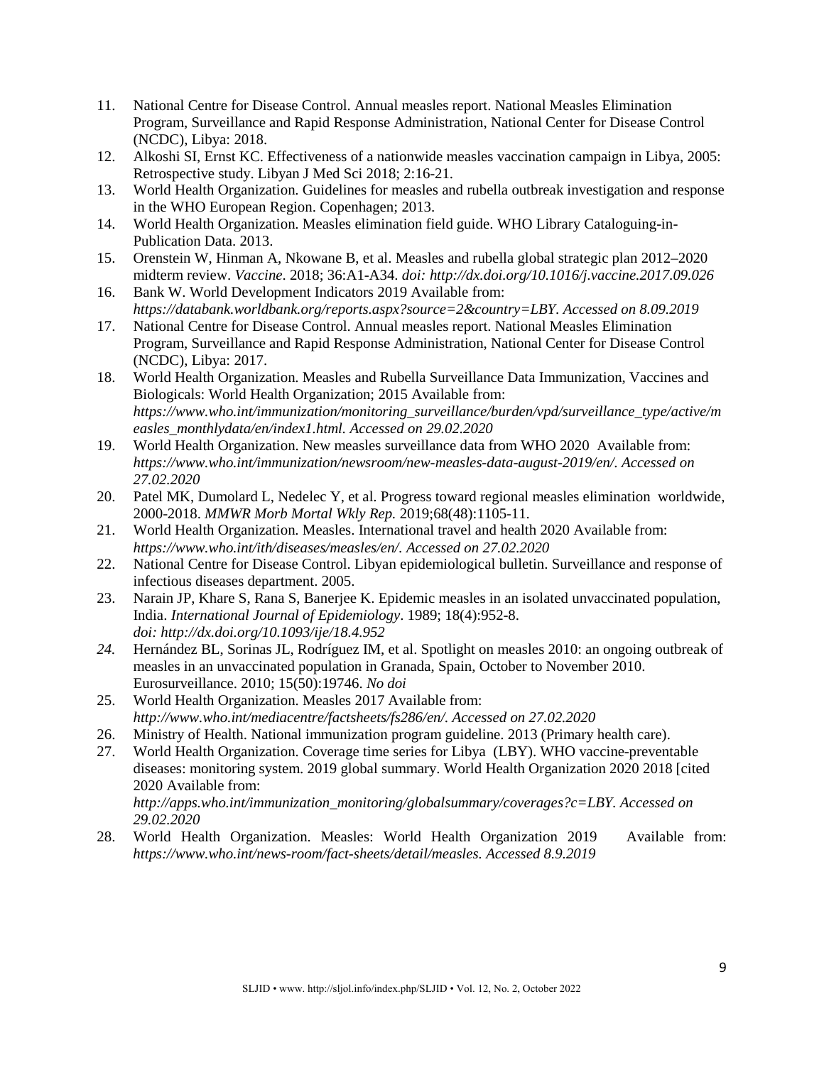11. National Centre for Disease Control. Annual measles report. National Measles Elimination Program, Surveillance and Rapid Response Administration, National Center for Disease Control (NCDC), Libya: 2018.
12. Alkoshi SI, Ernst KC. Effectiveness of a nationwide measles vaccination campaign in Libya, 2005: Retrospective study. Libyan J Med Sci 2018; 2:16-21.
13. World Health Organization. Guidelines for measles and rubella outbreak investigation and response in the WHO European Region. Copenhagen; 2013.
14. World Health Organization. Measles elimination field guide. WHO Library Cataloguing-in-Publication Data. 2013.
15. Orenstein W, Hinman A, Nkowane B, et al. Measles and rubella global strategic plan 2012–2020 midterm review. *Vaccine*. 2018; 36:A1-A34. *doi: http://dx.doi.org/10.1016/j.vaccine.2017.09.026*
16. Bank W. World Development Indicators 2019 Available from: *https://databank.worldbank.org/reports.aspx?source=2&country=LBY. Accessed on 8.09.2019*
17. National Centre for Disease Control. Annual measles report. National Measles Elimination Program, Surveillance and Rapid Response Administration, National Center for Disease Control (NCDC), Libya: 2017.
18. World Health Organization. Measles and Rubella Surveillance Data Immunization, Vaccines and Biologicals: World Health Organization; 2015 Available from: *https://www.who.int/immunization/monitoring_surveillance/burden/vpd/surveillance_type/active/measles_monthlydata/en/index1.html. Accessed on 29.02.2020*
19. World Health Organization. New measles surveillance data from WHO 2020 Available from: *https://www.who.int/immunization/newsroom/new-measles-data-august-2019/en/. Accessed on 27.02.2020*
20. Patel MK, Dumolard L, Nedelec Y, et al. Progress toward regional measles elimination worldwide, 2000-2018. *MMWR Morb Mortal Wkly Rep.* 2019;68(48):1105-11.
21. World Health Organization. Measles. International travel and health 2020 Available from: *https://www.who.int/ith/diseases/measles/en/. Accessed on 27.02.2020*
22. National Centre for Disease Control. Libyan epidemiological bulletin. Surveillance and response of infectious diseases department. 2005.
23. Narain JP, Khare S, Rana S, Banerjee K. Epidemic measles in an isolated unvaccinated population, India. *International Journal of Epidemiology*. 1989; 18(4):952-8. *doi: http://dx.doi.org/10.1093/ije/18.4.952*
24. Hernández BL, Sorinas JL, Rodríguez IM, et al. Spotlight on measles 2010: an ongoing outbreak of measles in an unvaccinated population in Granada, Spain, October to November 2010. Eurosurveillance. 2010; 15(50):19746. *No doi*
25. World Health Organization. Measles 2017 Available from: *http://www.who.int/mediacentre/factsheets/fs286/en/. Accessed on 27.02.2020*
26. Ministry of Health. National immunization program guideline. 2013 (Primary health care).
27. World Health Organization. Coverage time series for Libya (LBY). WHO vaccine-preventable diseases: monitoring system. 2019 global summary. World Health Organization 2020 2018 [cited 2020 Available from: *http://apps.who.int/immunization_monitoring/globalsummary/coverages?c=LBY. Accessed on 29.02.2020*
28. World Health Organization. Measles: World Health Organization 2019 Available from: *https://www.who.int/news-room/fact-sheets/detail/measles. Accessed 8.9.2019*